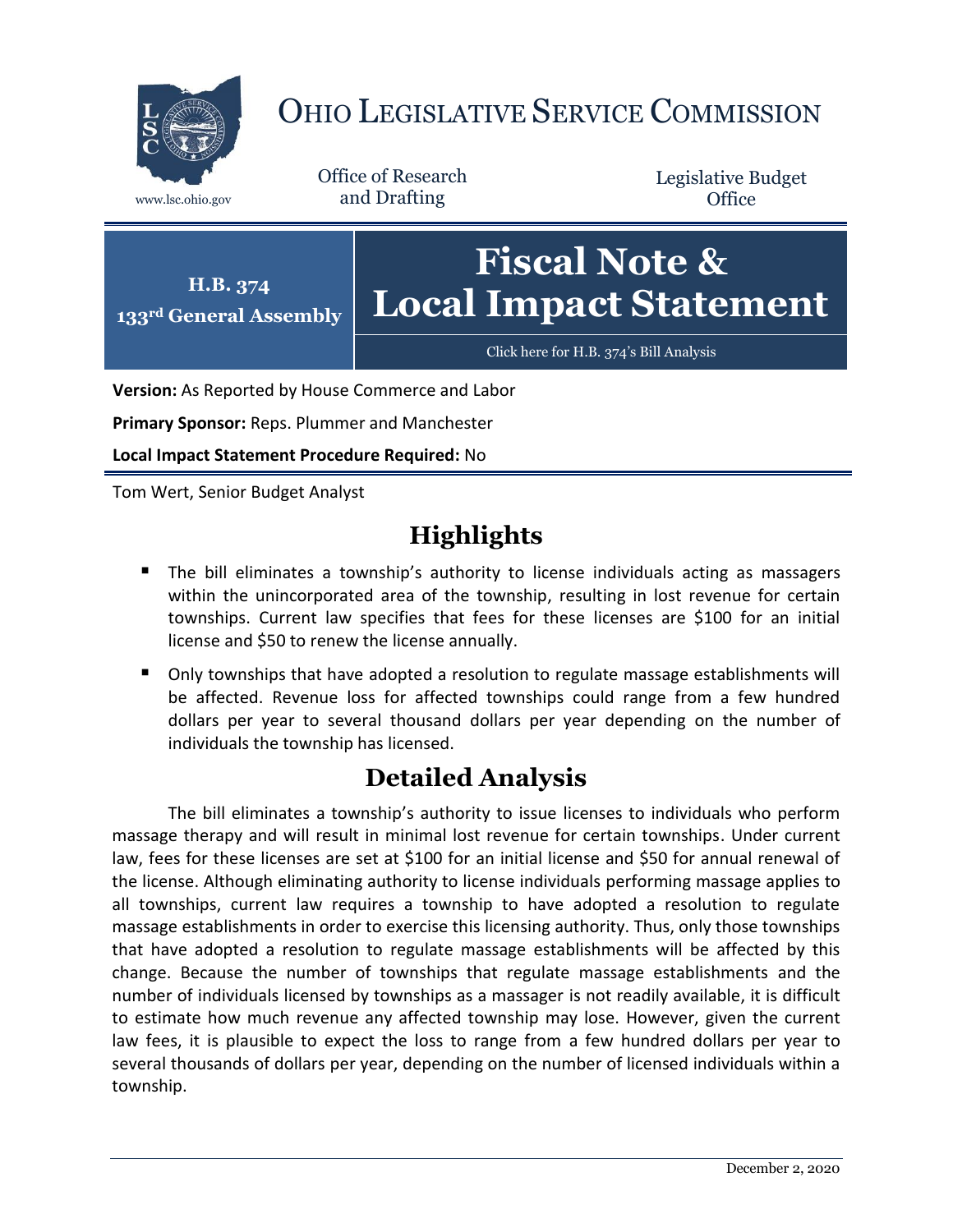# OHIO LEGISLATIVE SERVICE COMMISSION

www.lsc.ohio.gov

Office of Research and Drafting

Legislative Budget Office

**H.B. 374**
**133rd General Assembly**

# Fiscal Note & Local Impact Statement

Click here for H.B. 374's Bill Analysis

**Version:** As Reported by House Commerce and Labor

**Primary Sponsor:** Reps. Plummer and Manchester

**Local Impact Statement Procedure Required:** No

Tom Wert, Senior Budget Analyst

## Highlights

- The bill eliminates a township's authority to license individuals acting as massagers within the unincorporated area of the township, resulting in lost revenue for certain townships. Current law specifies that fees for these licenses are $100 for an initial license and $50 to renew the license annually.
- Only townships that have adopted a resolution to regulate massage establishments will be affected. Revenue loss for affected townships could range from a few hundred dollars per year to several thousand dollars per year depending on the number of individuals the township has licensed.

## Detailed Analysis

The bill eliminates a township's authority to issue licenses to individuals who perform massage therapy and will result in minimal lost revenue for certain townships. Under current law, fees for these licenses are set at $100 for an initial license and $50 for annual renewal of the license. Although eliminating authority to license individuals performing massage applies to all townships, current law requires a township to have adopted a resolution to regulate massage establishments in order to exercise this licensing authority. Thus, only those townships that have adopted a resolution to regulate massage establishments will be affected by this change. Because the number of townships that regulate massage establishments and the number of individuals licensed by townships as a massager is not readily available, it is difficult to estimate how much revenue any affected township may lose. However, given the current law fees, it is plausible to expect the loss to range from a few hundred dollars per year to several thousands of dollars per year, depending on the number of licensed individuals within a township.

December 2, 2020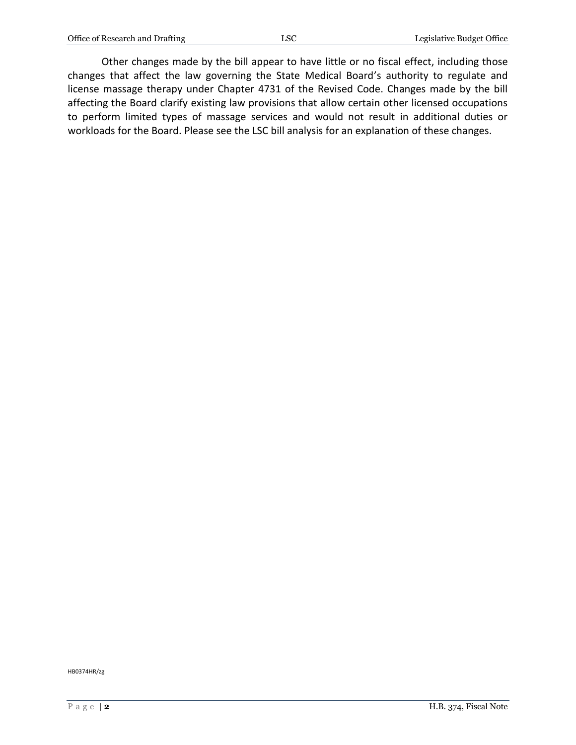Other changes made by the bill appear to have little or no fiscal effect, including those changes that affect the law governing the State Medical Board's authority to regulate and license massage therapy under Chapter 4731 of the Revised Code. Changes made by the bill affecting the Board clarify existing law provisions that allow certain other licensed occupations to perform limited types of massage services and would not result in additional duties or workloads for the Board. Please see the LSC bill analysis for an explanation of these changes.

HB0374HR/zg